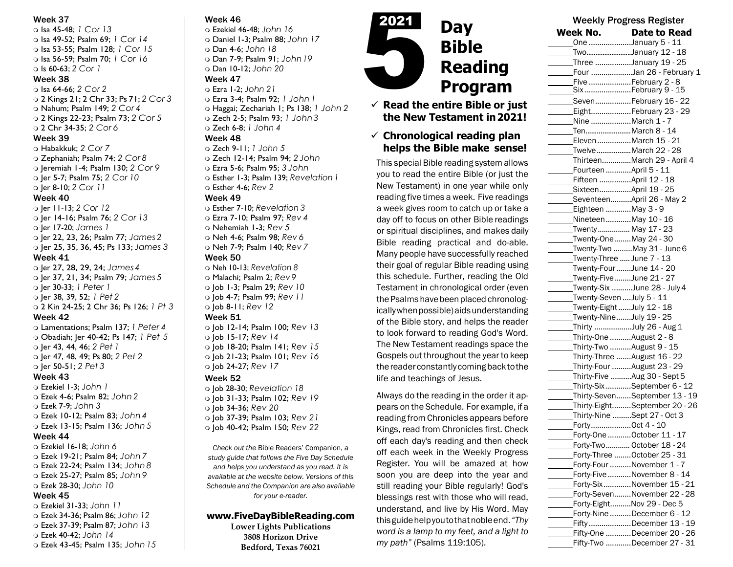### Week 37

- ❍ Isa 45-48; *1 Cor 13*
- ❍ Isa 49-52; Psalm 69; *1 Cor 14*
- ❍ Isa 53-55; Psalm 128; *1 Cor 15*
- ❍ Isa 56-59; Psalm 70; *1 Cor 16*
- ❍ Is 60-63; *2 Cor 1*

### Week 38

- ❍ Isa 64-66; *2 Cor 2*
- ❍ 2 Kings 21; 2 Chr 33; Ps 71; *2 Cor 3*
- ❍ Nahum; Psalm 149; *2 Cor 4*
- ❍ 2 Kings 22-23; Psalm 73; *2 Cor 5*
- ❍ 2 Chr 34-35; *2 Cor 6*

### Week 39

- ❍ Habakkuk; *2 Cor 7*
- ❍ Zephaniah; Psalm 74; *2 Cor 8*
- ❍ Jeremiah 1-4; Psalm 130; *2 Cor 9*
- ❍ Jer 5-7; Psalm 75; *2 Cor 10*
- ❍ Jer 8-10; *2 Cor 11*

### Week 40

- ❍ Jer 11-13; *2 Cor 12*
- ❍ Jer 14-16; Psalm 76; *2 Cor 13*
- ❍ Jer 17-20; *James 1*
- ❍ Jer 22, 23, 26; Psalm 77; *James 2*
- ❍ Jer 25, 35, 36, 45; Ps 133; *James 3*

### Week 41

- ❍ Jer 27, 28, 29, 24; *James 4*
- ❍ Jer 37, 21, 34; Psalm 79; *James 5*
- ❍ Jer 30-33; *1 Peter 1*
- ❍ Jer 38, 39, 52; *1 Pet 2*
- ❍ 2 Kin 24-25; 2 Chr 36; Ps 126; *1 Pt 3*

### Week 42

- ❍ Lamentations; Psalm 137; *1 Peter 4*
- ❍ Obadiah; Jer 40-42; Ps 147; *1 Pet 5*
- ❍ Jer 43, 44, 46; *2 Pet 1*
- ❍ Jer 47, 48, 49; Ps 80; *2 Pet 2*
- ❍ Jer 50-51; *2 Pet 3*

### Week 43

- ❍ Ezekiel 1-3; *John 1*
- ❍ Ezek 4-6; Psalm 82; *John 2*
- ❍ Ezek 7-9; *John 3*
- ❍ Ezek 10-12; Psalm 83; *John 4*
- ❍ Ezek 13-15; Psalm 136; *John 5*

### Week 44

- ❍ Ezekiel 16-18; *John 6*
- ❍ Ezek 19-21; Psalm 84; *John 7*
- ❍ Ezek 22-24; Psalm 134; *John 8*
- ❍ Ezek 25-27; Psalm 85; *John 9*
- ❍ Ezek 28-30; *John 10*

### Week 45

- ❍ Ezekiel 31-33; *John 11*
- ❍ Ezek 34-36; Psalm 86; *John 12*
- ❍ Ezek 37-39; Psalm 87; *John 13*
- ❍ Ezek 40-42; *John 14*
- ❍ Ezek 43-45; Psalm 135; *John 15*

### Week 46

- ❍ Ezekiel 46-48; *John 16*
- ❍ Daniel 1-3; Psalm 88; *John 17*
- ❍ Dan 4-6; *John 18*
- ❍ Dan 7-9; Psalm 91; *John 19*
- ❍ Dan 10-12; *John 20*

### Week 47

- ❍ Ezra 1-2; *John 21*
- ❍ Ezra 3-4; Psalm 92; *1 John 1*
- ❍ Haggai; Zechariah 1; Ps 138; *1 John 2*
- ❍ Zech 2-5; Psalm 93; *1 John 3*
- ❍ Zech 6-8; *1 John 4*

### Week 48

- ❍ Zech 9-11; *1 John 5*
- ❍ Zech 12-14; Psalm 94; *2 John*
- ❍ Ezra 5-6; Psalm 95; *3 John*
- ❍ Esther 1-3; Psalm 139; *Revelation 1*
- ❍ Esther 4-6; *Rev 2*

### Week 49

- ❍ Esther 7-10; *Revelation 3*
- ❍ Ezra 7-10; Psalm 97; *Rev 4*
- ❍ Nehemiah 1-3; *Rev 5*
- ❍ Neh 4-6; Psalm 98; *Rev 6*
- ❍ Neh 7-9; Psalm 140; *Rev 7*

### Week 50

- ❍ Neh 10-13; *Revelation 8*
- ❍ Malachi; Psalm 2; *Rev 9*
- ❍ Job 1-3; Psalm 29; *Rev 10*
- ❍ Job 4-7; Psalm 99; *Rev 11*
- ❍ Job 8-11; *Rev 12*

### Week 51

- ❍ Job 12-14; Psalm 100; *Rev 13*
- ❍ Job 15-17; *Rev 14*
- ❍ Job 18-20; Psalm 141; *Rev 15*
- ❍ Job 21-23; Psalm 101; *Rev 16*
- ❍ Job 24-27; *Rev 17*

### Week 52

- ❍ Job 28-30; *Revelation 18*
- ❍ Job 31-33; Psalm 102; *Rev 19*
- ❍ Job 34-36; *Rev 20*
- ❍ Job 37-39; Psalm 103; *Rev 21*
- ❍ Job 40-42; Psalm 150; *Rev 22*

*Check out the* Bible Readers' Companion, *a study guide that follows the Five Day Schedule and helps you understand as you read. It is available at the website below. Versions of this Schedule and the Companion are also available for your e-reader.*

**www.FiveDayBibleReading.com**
**Lower Lights Publications**
**3808 Horizon Drive**
**Bedford, Texas 76021**

# 2021 5 Day Bible Reading Program

- ✓ **Read the entire Bible or just the New Testament in 2021!**
- ✓ **Chronological reading plan helps the Bible make sense!**

This special Bible reading system allows you to read the entire Bible (or just the New Testament) in one year while only reading five times a week. Five readings a week gives room to catch up or take a day off to focus on other Bible readings or spiritual disciplines, and makes daily Bible reading practical and do-able. Many people have successfully reached their goal of regular Bible reading using this schedule. Further, reading the Old Testament in chronological order (even the Psalms have been placed chronologically when possible) aids understanding of the Bible story, and helps the reader to look forward to reading God's Word. The New Testament readings space the Gospels out throughout the year to keep the reader constantly coming back to the life and teachings of Jesus.

Always do the reading in the order it appears on the Schedule. For example, if a reading from Chronicles appears before Kings, read from Chronicles first. Check off each day's reading and then check off each week in the Weekly Progress Register. You will be amazed at how soon you are deep into the year and still reading your Bible regularly! God's blessings rest with those who will read, understand, and live by His Word. May this guide help you to that noble end. *"Thy word is a lamp to my feet, and a light to my path"* (Psalms 119:105).

## Weekly Progress Register

| | Week No. | Date to Read |
|---|---|---|
| ______ | One | January 5 - 11 |
| ______ | Two | January 12 - 18 |
| ______ | Three | January 19 - 25 |
| ______ | Four | Jan 26 - February 1 |
| ______ | Five | February 2 - 8 |
| ______ | Six | February 9 - 15 |
| ______ | Seven | February 16 - 22 |
| ______ | Eight | February 23 - 29 |
| ______ | Nine | March 1 - 7 |
| ______ | Ten | March 8 - 14 |
| ______ | Eleven | March 15 - 21 |
| ______ | Twelve | March 22 - 28 |
| ______ | Thirteen | March 29 - April 4 |
| ______ | Fourteen | April 5 - 11 |
| ______ | Fifteen | April 12 - 18 |
| ______ | Sixteen | April 19 - 25 |
| ______ | Seventeen | April 26 - May 2 |
| ______ | Eighteen | May 3 - 9 |
| ______ | Nineteen | May 10 - 16 |
| ______ | Twenty | May 17 - 23 |
| ______ | Twenty-One | May 24 - 30 |
| ______ | Twenty-Two | May 31 - June 6 |
| ______ | Twenty-Three | June 7 - 13 |
| ______ | Twenty-Four | June 14 - 20 |
| ______ | Twenty-Five | June 21 - 27 |
| ______ | Twenty-Six | June 28 - July 4 |
| ______ | Twenty-Seven | July 5 - 11 |
| ______ | Twenty-Eight | July 12 - 18 |
| ______ | Twenty-Nine | July 19 - 25 |
| ______ | Thirty | July 26 - Aug 1 |
| ______ | Thirty-One | August 2 - 8 |
| ______ | Thirty-Two | August 9 - 15 |
| ______ | Thirty-Three | August 16 - 22 |
| ______ | Thirty-Four | August 23 - 29 |
| ______ | Thirty-Five | Aug 30 - Sept 5 |
| ______ | Thirty-Six | September 6 - 12 |
| ______ | Thirty-Seven | September 13 - 19 |
| ______ | Thirty-Eight | September 20 - 26 |
| ______ | Thirty-Nine | Sept 27 - Oct 3 |
| ______ | Forty | Oct 4 - 10 |
| ______ | Forty-One | October 11 - 17 |
| ______ | Forty-Two | October 18 - 24 |
| ______ | Forty-Three | October 25 - 31 |
| ______ | Forty-Four | November 1 - 7 |
| ______ | Forty-Five | November 8 - 14 |
| ______ | Forty-Six | November 15 - 21 |
| ______ | Forty-Seven | November 22 - 28 |
| ______ | Forty-Eight | Nov 29 - Dec 5 |
| ______ | Forty-Nine | December 6 - 12 |
| ______ | Fifty | December 13 - 19 |
| ______ | Fifty-One | December 20 - 26 |
| ______ | Fifty-Two | December 27 - 31 |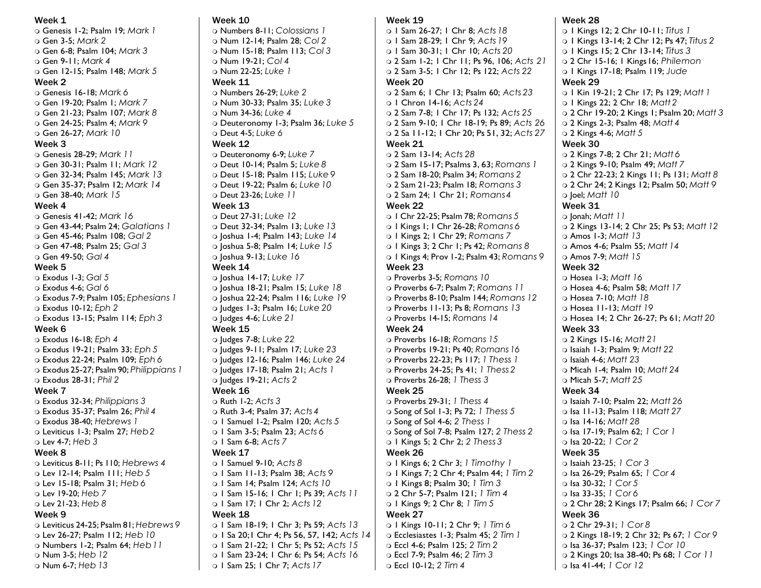**Week 1**

- ❍ Genesis 1-2; Psalm 19; *Mark 1*
- ❍ Gen 3-5; *Mark 2*
- ❍ Gen 6-8; Psalm 104; *Mark 3*
- ❍ Gen 9-11; *Mark 4*
- ❍ Gen 12-15; Psalm 148; *Mark 5*

**Week 2**

- ❍ Genesis 16-18; *Mark 6*
- ❍ Gen 19-20; Psalm 1; *Mark 7*
- ❍ Gen 21-23; Psalm 107; *Mark 8*
- ❍ Gen 24-25; Psalm 4; *Mark 9*
- ❍ Gen 26-27; *Mark 10*

**Week 3**

- ❍ Genesis 28-29; *Mark 11*
- ❍ Gen 30-31; Psalm 11; *Mark 12*
- ❍ Gen 32-34; Psalm 145; *Mark 13*
- ❍ Gen 35-37; Psalm 12; *Mark 14*
- ❍ Gen 38-40; *Mark 15*

**Week 4**

- ❍ Genesis 41-42; *Mark 16*
- ❍ Gen 43-44; Psalm 24; *Galatians 1*
- ❍ Gen 45-46; Psalm 108; *Gal 2*
- ❍ Gen 47-48; Psalm 25; *Gal 3*
- ❍ Gen 49-50; *Gal 4*

**Week 5**

- ❍ Exodus 1-3; *Gal 5*
- ❍ Exodus 4-6; *Gal 6*
- ❍ Exodus 7-9; Psalm 105; *Ephesians 1*
- ❍ Exodus 10-12; *Eph 2*
- ❍ Exodus 13-15; Psalm 114; *Eph 3*

**Week 6**

- ❍ Exodus 16-18; *Eph 4*
- ❍ Exodus 19-21; Psalm 33; *Eph 5*
- ❍ Exodus 22-24; Psalm 109; *Eph 6*
- ❍ Exodus 25-27; Psalm 90; *Philippians 1*
- ❍ Exodus 28-31; *Phil 2*

**Week 7**

- ❍ Exodus 32-34; *Philippians 3*
- ❍ Exodus 35-37; Psalm 26; *Phil 4*
- ❍ Exodus 38-40; *Hebrews 1*
- ❍ Leviticus 1-3; Psalm 27; *Heb 2*
- ❍ Lev 4-7; *Heb 3*

**Week 8**

- ❍ Leviticus 8-11; Ps 110; *Hebrews 4*
- ❍ Lev 12-14; Psalm 111; *Heb 5*
- ❍ Lev 15-18; Psalm 31; *Heb 6*
- ❍ Lev 19-20; *Heb 7*
- ❍ Lev 21-23; *Heb 8*

**Week 9**

- ❍ Leviticus 24-25; Psalm 81; *Hebrews 9*
- ❍ Lev 26-27; Psalm 112; *Heb 10*
- ❍ Numbers 1-2; Psalm 64; *Heb 11*
- ❍ Num 3-5; *Heb 12*
- ❍ Num 6-7; *Heb 13*

**Week 10**

- ❍ Numbers 8-11; *Colossians 1*
- ❍ Num 12-14; Psalm 28; *Col 2*
- ❍ Num 15-18; Psalm 113; *Col 3*
- ❍ Num 19-21; *Col 4*
- ❍ Num 22-25; *Luke 1*

**Week 11**

- ❍ Numbers 26-29; *Luke 2*
- ❍ Num 30-33; Psalm 35; *Luke 3*
- ❍ Num 34-36; *Luke 4*
- ❍ Deuteronomy 1-3; Psalm 36; *Luke 5*
- ❍ Deut 4-5; *Luke 6*

**Week 12**

- ❍ Deuteronomy 6-9; *Luke 7*
- ❍ Deut 10-14; Psalm 5; *Luke 8*
- ❍ Deut 15-18; Psalm 115; *Luke 9*
- ❍ Deut 19-22; Psalm 6; *Luke 10*
- ❍ Deut 23-26; *Luke 11*

**Week 13**

- ❍ Deut 27-31; *Luke 12*
- ❍ Deut 32-34; Psalm 13; *Luke 13*
- ❍ Joshua 1-4; Psalm 143; *Luke 14*
- ❍ Joshua 5-8; Psalm 14; *Luke 15*
- ❍ Joshua 9-13; *Luke 16*

**Week 14**

- ❍ Joshua 14-17; *Luke 17*
- ❍ Joshua 18-21; Psalm 15; *Luke 18*
- ❍ Joshua 22-24; Psalm 116; *Luke 19*
- ❍ Judges 1-3; Psalm 16; *Luke 20*
- ❍ Judges 4-6; *Luke 21*

**Week 15**

- ❍ Judges 7-8; *Luke 22*
- ❍ Judges 9-11; Psalm 17; *Luke 23*
- ❍ Judges 12-16; Psalm 146; *Luke 24*
- ❍ Judges 17-18; Psalm 21; *Acts 1*
- ❍ Judges 19-21; *Acts 2*

**Week 16**

- ❍ Ruth 1-2; *Acts 3*
- ❍ Ruth 3-4; Psalm 37; *Acts 4*
- ❍ 1 Samuel 1-2; Psalm 120; *Acts 5*
- ❍ 1 Sam 3-5; Psalm 23; *Acts 6*
- ❍ 1 Sam 6-8; *Acts 7*

**Week 17**

- ❍ 1 Samuel 9-10; *Acts 8*
- ❍ 1 Sam 11-13; Psalm 38; *Acts 9*
- ❍ 1 Sam 14; Psalm 124; *Acts 10*
- ❍ 1 Sam 15-16; 1 Chr 1; Ps 39; *Acts 11*
- ❍ 1 Sam 17; 1 Chr 2; *Acts 12*

**Week 18**

- ❍ 1 Sam 18-19; 1 Chr 3; Ps 59; *Acts 13*
- ❍ 1 Sa 20;1 Chr 4; Ps 56, 57, 142; *Acts 14*
- ❍ 1 Sam 21-22; 1 Chr 5; Ps 52; *Acts 15*
- ❍ 1 Sam 23-24; 1 Chr 6; Ps 54; *Acts 16*
- ❍ 1 Sam 25; 1 Chr 7; *Acts 17*

**Week 19**

- ❍ 1 Sam 26-27; 1 Chr 8; *Acts 18*
- ❍ 1 Sam 28-29; 1 Chr 9; *Acts 19*
- ❍ 1 Sam 30-31; 1 Chr 10; *Acts 20*
- ❍ 2 Sam 1-2; 1 Chr 11; Ps 96, 106; *Acts 21*
- ❍ 2 Sam 3-5; 1 Chr 12; Ps 122; *Acts 22*

**Week 20**

- ❍ 2 Sam 6; 1 Chr 13; Psalm 60; *Acts 23*
- ❍ 1 Chron 14-16; *Acts 24*
- ❍ 2 Sam 7-8; 1 Chr 17; Ps 132; *Acts 25*
- ❍ 2 Sam 9-10; 1 Chr 18-19; Ps 89; *Acts 26*
- ❍ 2 Sa 11-12; 1 Chr 20; Ps 51, 32; *Acts 27*

**Week 21**

- ❍ 2 Sam 13-14; *Acts 28*
- ❍ 2 Sam 15-17; Psalms 3, 63; *Romans 1*
- ❍ 2 Sam 18-20; Psalm 34; *Romans 2*
- ❍ 2 Sam 21-23; Psalm 18; *Romans 3*
- ❍ 2 Sam 24; 1 Chr 21; *Romans 4*

**Week 22**

- ❍ 1 Chr 22-25; Psalm 78; *Romans 5*
- ❍ 1 Kings 1; 1 Chr 26-28; *Romans 6*
- ❍ 1 Kings 2; 1 Chr 29; *Romans 7*
- ❍ 1 Kings 3; 2 Chr 1; Ps 42; *Romans 8*
- ❍ 1 Kings 4; Prov 1-2; Psalm 43; *Romans 9*

**Week 23**

- ❍ Proverbs 3-5; *Romans 10*
- ❍ Proverbs 6-7; Psalm 7; *Romans 11*
- ❍ Proverbs 8-10; Psalm 144; *Romans 12*
- ❍ Proverbs 11-13; Ps 8; *Romans 13*
- ❍ Proverbs 14-15; *Romans 14*

**Week 24**

- ❍ Proverbs 16-18; *Romans 15*
- ❍ Proverbs 19-21; Ps 40; *Romans 16*
- ❍ Proverbs 22-23; Ps 117; *1 Thess 1*
- ❍ Proverbs 24-25; Ps 41; *1 Thess 2*
- ❍ Proverbs 26-28; *1 Thess 3*

**Week 25**

- ❍ Proverbs 29-31; *1 Thess 4*
- ❍ Song of Sol 1-3; Ps 72; *1 Thess 5*
- ❍ Song of Sol 4-6; *2 Thess 1*
- ❍ Song of Sol 7-8; Psalm 127; *2 Thess 2*
- ❍ 1 Kings 5; 2 Chr 2; *2 Thess 3*

**Week 26**

- ❍ 1 Kings 6; 2 Chr 3; *1 Timothy 1*
- ❍ 1 Kings 7; 2 Chr 4; Psalm 44; *1 Tim 2*
- ❍ 1 Kings 8; Psalm 30; *1 Tim 3*
- ❍ 2 Chr 5-7; Psalm 121; *1 Tim 4*
- ❍ 1 Kings 9; 2 Chr 8; *1 Tim 5*

**Week 27**

- ❍ 1 Kings 10-11; 2 Chr 9; *1 Tim 6*
- ❍ Ecclesiastes 1-3; Psalm 45; *2 Tim 1*
- ❍ Eccl 4-6; Psalm 125; *2 Tim 2*
- ❍ Eccl 7-9; Psalm 46; *2 Tim 3*
- ❍ Eccl 10-12; *2 Tim 4*

**Week 28**

- ❍ 1 Kings 12; 2 Chr 10-11; *Titus 1*
- ❍ 1 Kings 13-14; 2 Chr 12; Ps 47; *Titus 2*
- ❍ 1 Kings 15; 2 Chr 13-14; *Titus 3*
- ❍ 2 Chr 15-16; 1 Kings16; *Philemon*
- ❍ 1 Kings 17-18; Psalm 119; *Jude*

**Week 29**

- ❍ 1 Kin 19-21; 2 Chr 17; Ps 129; *Matt 1*
- ❍ 1 Kings 22; 2 Chr 18; *Matt 2*
- ❍ 2 Chr 19-20; 2 Kings 1; Psalm 20; *Matt 3*
- ❍ 2 Kings 2-3; Psalm 48; *Matt 4*
- ❍ 2 Kings 4-6; *Matt 5*

**Week 30**

- ❍ 2 Kings 7-8; 2 Chr 21; *Matt 6*
- ❍ 2 Kings 9-10; Psalm 49; *Matt 7*
- ❍ 2 Chr 22-23; 2 Kings 11; Ps 131; *Matt 8*
- ❍ 2 Chr 24; 2 Kings 12; Psalm 50; *Matt 9*
- ❍ Joel; *Matt 10*

**Week 31**

- ❍ Jonah; *Matt 11*
- ❍ 2 Kings 13-14; 2 Chr 25; Ps 53; *Matt 12*
- ❍ Amos 1-3; *Matt 13*
- ❍ Amos 4-6; Psalm 55; *Matt 14*
- ❍ Amos 7-9; *Matt 15*

**Week 32**

- ❍ Hosea 1-3; *Matt 16*
- ❍ Hosea 4-6; Psalm 58; *Matt 17*
- ❍ Hosea 7-10; *Matt 18*
- ❍ Hosea 11-13; *Matt 19*
- ❍ Hosea 14; 2 Chr 26-27; Ps 61; *Matt 20*

**Week 33**

- ❍ 2 Kings 15-16; *Matt 21*
- ❍ Isaiah 1-3; Psalm 9; *Matt 22*
- ❍ Isaiah 4-6; *Matt 23*
- ❍ Micah 1-4; Psalm 10; *Matt 24*
- ❍ Micah 5-7; *Matt 25*

**Week 34**

- ❍ Isaiah 7-10; Psalm 22; *Matt 26*
- ❍ Isa 11-13; Psalm 118; *Matt 27*
- ❍ Isa 14-16; *Matt 28*
- ❍ Isa 17-19; Psalm 62; *1 Cor 1*
- ❍ Isa 20-22; *1 Cor 2*

**Week 35**

- ❍ Isaiah 23-25; *1 Cor 3*
- ❍ Isa 26-29; Psalm 65; *1 Cor 4*
- ❍ Isa 30-32; *1 Cor 5*
- ❍ Isa 33-35; *1 Cor 6*
- ❍ 2 Chr 28; 2 Kings 17; Psalm 66; *1 Cor 7*

**Week 36**

- ❍ 2 Chr 29-31; *1 Cor 8*
- ❍ 2 Kings 18-19; 2 Chr 32; Ps 67; *1 Cor 9*
- ❍ Isa 36-37; Psalm 123; *1 Cor 10*
- ❍ 2 Kings 20; Isa 38-40; Ps 68; *1 Cor 11*
- ❍ Isa 41-44; *1 Cor 12*